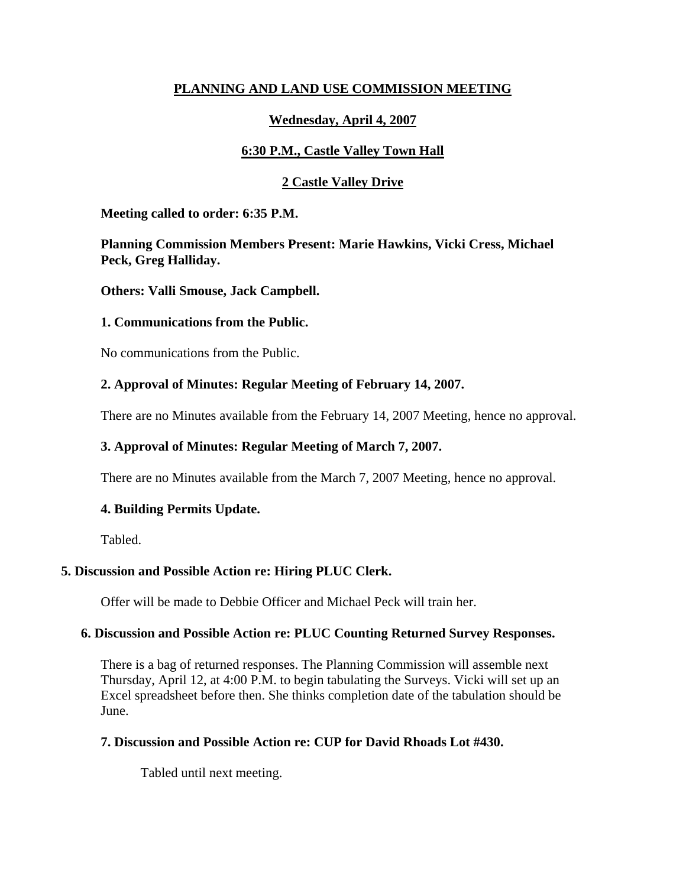# PLANNING AND LAND USE COMMISSION MEETING

## Wednesday, April 4, 2007

## 6:30 P.M., Castle Valley Town Hall

## 2 Castle Valley Drive

**Meeting called to order: 6:35 P.M.**

**Planning Commission Members Present: Marie Hawkins, Vicki Cress, Michael Peck, Greg Halliday.**

**Others: Valli Smouse, Jack Campbell.**

### 1. Communications from the Public.

No communications from the Public.

### 2. Approval of Minutes: Regular Meeting of February 14, 2007.

There are no Minutes available from the February 14, 2007 Meeting, hence no approval.

### 3. Approval of Minutes: Regular Meeting of March 7, 2007.

There are no Minutes available from the March 7, 2007 Meeting, hence no approval.

### 4. Building Permits Update.

Tabled.

### 5. Discussion and Possible Action re: Hiring PLUC Clerk.

Offer will be made to Debbie Officer and Michael Peck will train her.

### 6. Discussion and Possible Action re: PLUC Counting Returned Survey Responses.

There is a bag of returned responses. The Planning Commission will assemble next Thursday, April 12, at 4:00 P.M. to begin tabulating the Surveys. Vicki will set up an Excel spreadsheet before then. She thinks completion date of the tabulation should be June.

### 7. Discussion and Possible Action re: CUP for David Rhoads Lot #430.

Tabled until next meeting.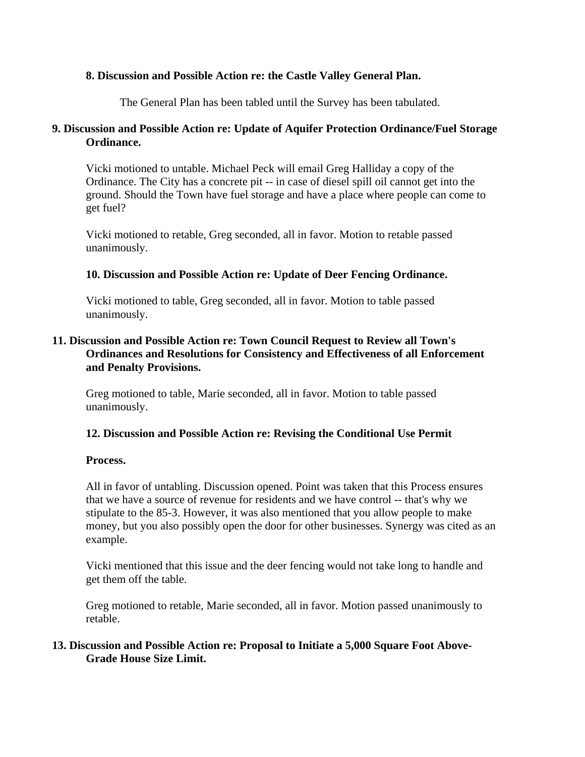**8. Discussion and Possible Action re: the Castle Valley General Plan.**

The General Plan has been tabled until the Survey has been tabulated.

**9. Discussion and Possible Action re: Update of Aquifer Protection Ordinance/Fuel Storage Ordinance.**

Vicki motioned to untable. Michael Peck will email Greg Halliday a copy of the Ordinance. The City has a concrete pit -- in case of diesel spill oil cannot get into the ground. Should the Town have fuel storage and have a place where people can come to get fuel?

Vicki motioned to retable, Greg seconded, all in favor. Motion to retable passed unanimously.

**10. Discussion and Possible Action re: Update of Deer Fencing Ordinance.**

Vicki motioned to table, Greg seconded, all in favor. Motion to table passed unanimously.

**11. Discussion and Possible Action re: Town Council Request to Review all Town's Ordinances and Resolutions for Consistency and Effectiveness of all Enforcement and Penalty Provisions.**

Greg motioned to table, Marie seconded, all in favor. Motion to table passed unanimously.

**12. Discussion and Possible Action re: Revising the Conditional Use Permit**

**Process.**

All in favor of untabling. Discussion opened. Point was taken that this Process ensures that we have a source of revenue for residents and we have control -- that's why we stipulate to the 85-3. However, it was also mentioned that you allow people to make money, but you also possibly open the door for other businesses. Synergy was cited as an example.

Vicki mentioned that this issue and the deer fencing would not take long to handle and get them off the table.

Greg motioned to retable, Marie seconded, all in favor. Motion passed unanimously to retable.

**13. Discussion and Possible Action re: Proposal to Initiate a 5,000 Square Foot Above-Grade House Size Limit.**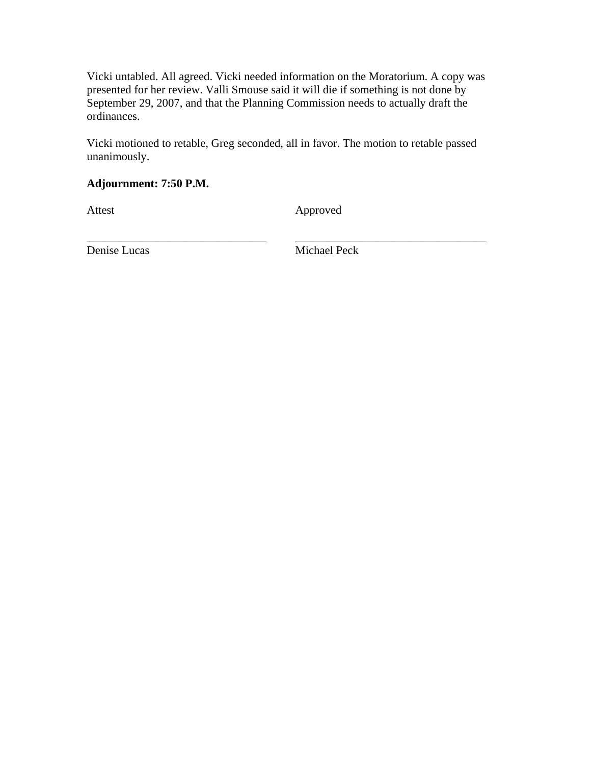Vicki untabled. All agreed. Vicki needed information on the Moratorium. A copy was presented for her review. Valli Smouse said it will die if something is not done by September 29, 2007, and that the Planning Commission needs to actually draft the ordinances.

Vicki motioned to retable, Greg seconded, all in favor. The motion to retable passed unanimously.

**Adjournment: 7:50 P.M.**

| | |
|---|---|
| Attest | Approved |
| _______________________________ | _________________________________ |
| Denise Lucas | Michael Peck |